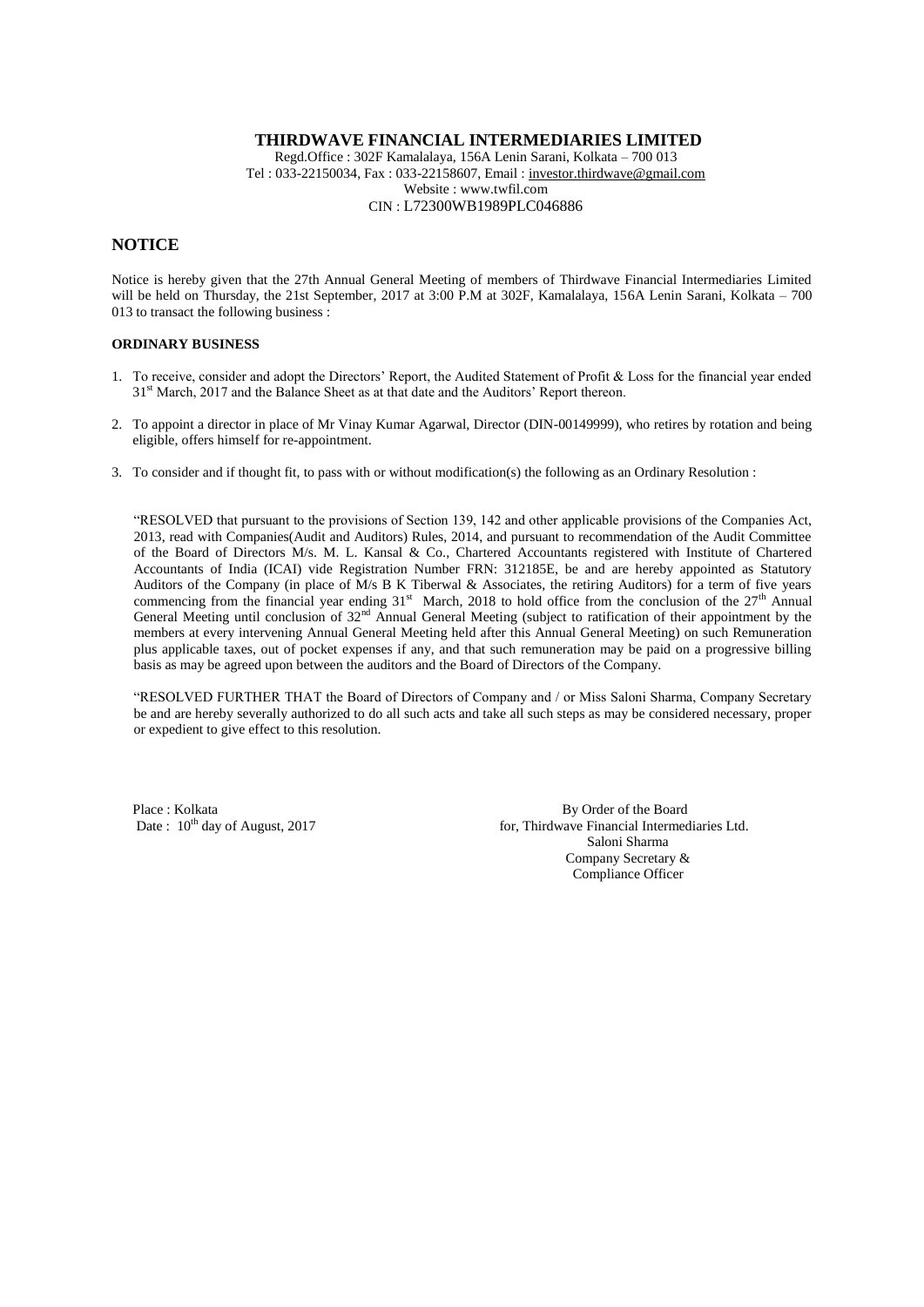# THIRDWAVE FINANCIAL INTERMEDIARIES LIMITED

Regd.Office : 302F Kamalalaya, 156A Lenin Sarani, Kolkata – 700 013
Tel : 033-22150034, Fax : 033-22158607, Email : investor.thirdwave@gmail.com
Website : www.twfil.com
CIN : L72300WB1989PLC046886

## NOTICE

Notice is hereby given that the 27th Annual General Meeting of members of Thirdwave Financial Intermediaries Limited will be held on Thursday, the 21st September, 2017 at 3:00 P.M at 302F, Kamalalaya, 156A Lenin Sarani, Kolkata – 700 013 to transact the following business :

**ORDINARY BUSINESS**

1. To receive, consider and adopt the Directors' Report, the Audited Statement of Profit & Loss for the financial year ended 31st March, 2017 and the Balance Sheet as at that date and the Auditors' Report thereon.

2. To appoint a director in place of Mr Vinay Kumar Agarwal, Director (DIN-00149999), who retires by rotation and being eligible, offers himself for re-appointment.

3. To consider and if thought fit, to pass with or without modification(s) the following as an Ordinary Resolution :

"RESOLVED that pursuant to the provisions of Section 139, 142 and other applicable provisions of the Companies Act, 2013, read with Companies(Audit and Auditors) Rules, 2014, and pursuant to recommendation of the Audit Committee of the Board of Directors M/s. M. L. Kansal & Co., Chartered Accountants registered with Institute of Chartered Accountants of India (ICAI) vide Registration Number FRN: 312185E, be and are hereby appointed as Statutory Auditors of the Company (in place of M/s B K Tiberwal & Associates, the retiring Auditors) for a term of five years commencing from the financial year ending 31st March, 2018 to hold office from the conclusion of the 27th Annual General Meeting until conclusion of 32nd Annual General Meeting (subject to ratification of their appointment by the members at every intervening Annual General Meeting held after this Annual General Meeting) on such Remuneration plus applicable taxes, out of pocket expenses if any, and that such remuneration may be paid on a progressive billing basis as may be agreed upon between the auditors and the Board of Directors of the Company.

"RESOLVED FURTHER THAT the Board of Directors of Company and / or Miss Saloni Sharma, Company Secretary be and are hereby severally authorized to do all such acts and take all such steps as may be considered necessary, proper or expedient to give effect to this resolution.

Place : Kolkata
Date : 10th day of August, 2017

By Order of the Board
for, Thirdwave Financial Intermediaries Ltd.
Saloni Sharma
Company Secretary &
Compliance Officer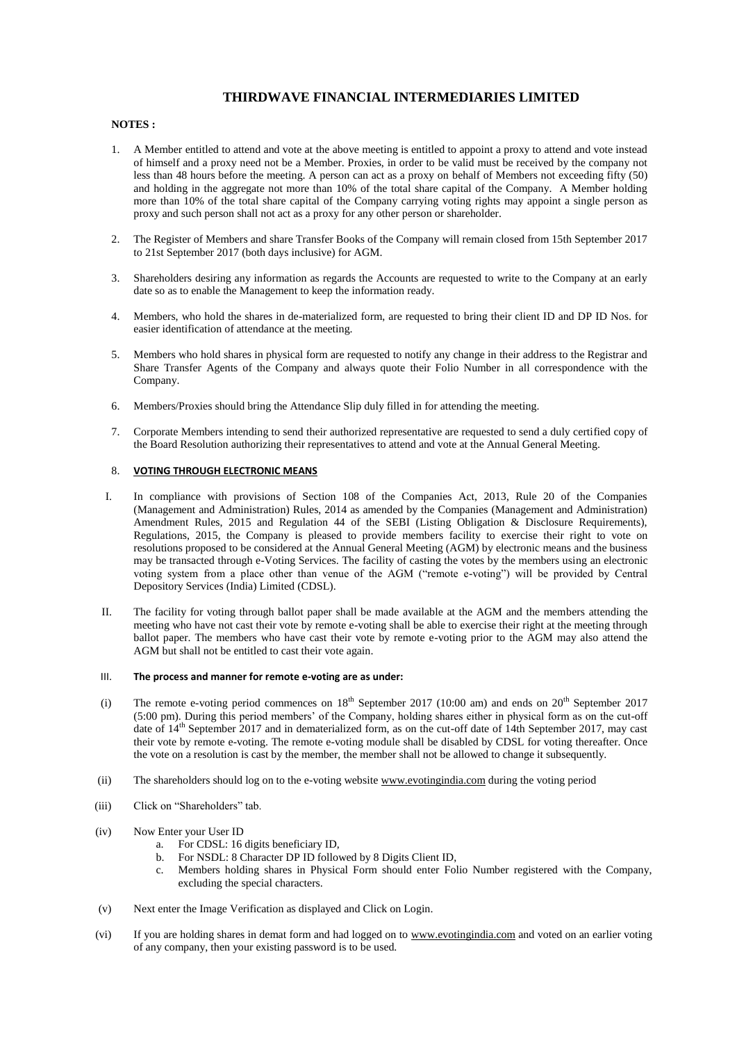# THIRDWAVE FINANCIAL INTERMEDIARIES LIMITED

**NOTES :**

1. A Member entitled to attend and vote at the above meeting is entitled to appoint a proxy to attend and vote instead of himself and a proxy need not be a Member. Proxies, in order to be valid must be received by the company not less than 48 hours before the meeting. A person can act as a proxy on behalf of Members not exceeding fifty (50) and holding in the aggregate not more than 10% of the total share capital of the Company. A Member holding more than 10% of the total share capital of the Company carrying voting rights may appoint a single person as proxy and such person shall not act as a proxy for any other person or shareholder.

2. The Register of Members and share Transfer Books of the Company will remain closed from 15th September 2017 to 21st September 2017 (both days inclusive) for AGM.

3. Shareholders desiring any information as regards the Accounts are requested to write to the Company at an early date so as to enable the Management to keep the information ready.

4. Members, who hold the shares in de-materialized form, are requested to bring their client ID and DP ID Nos. for easier identification of attendance at the meeting.

5. Members who hold shares in physical form are requested to notify any change in their address to the Registrar and Share Transfer Agents of the Company and always quote their Folio Number in all correspondence with the Company.

6. Members/Proxies should bring the Attendance Slip duly filled in for attending the meeting.

7. Corporate Members intending to send their authorized representative are requested to send a duly certified copy of the Board Resolution authorizing their representatives to attend and vote at the Annual General Meeting.

8. **VOTING THROUGH ELECTRONIC MEANS**

I. In compliance with provisions of Section 108 of the Companies Act, 2013, Rule 20 of the Companies (Management and Administration) Rules, 2014 as amended by the Companies (Management and Administration) Amendment Rules, 2015 and Regulation 44 of the SEBI (Listing Obligation & Disclosure Requirements), Regulations, 2015, the Company is pleased to provide members facility to exercise their right to vote on resolutions proposed to be considered at the Annual General Meeting (AGM) by electronic means and the business may be transacted through e-Voting Services. The facility of casting the votes by the members using an electronic voting system from a place other than venue of the AGM ("remote e-voting") will be provided by Central Depository Services (India) Limited (CDSL).

II. The facility for voting through ballot paper shall be made available at the AGM and the members attending the meeting who have not cast their vote by remote e-voting shall be able to exercise their right at the meeting through ballot paper. The members who have cast their vote by remote e-voting prior to the AGM may also attend the AGM but shall not be entitled to cast their vote again.

III. **The process and manner for remote e-voting are as under:**

(i) The remote e-voting period commences on 18th September 2017 (10:00 am) and ends on 20th September 2017 (5:00 pm). During this period members' of the Company, holding shares either in physical form as on the cut-off date of 14th September 2017 and in dematerialized form, as on the cut-off date of 14th September 2017, may cast their vote by remote e-voting. The remote e-voting module shall be disabled by CDSL for voting thereafter. Once the vote on a resolution is cast by the member, the member shall not be allowed to change it subsequently.

(ii) The shareholders should log on to the e-voting website www.evotingindia.com during the voting period

(iii) Click on "Shareholders" tab.

(iv) Now Enter your User ID
   a. For CDSL: 16 digits beneficiary ID,
   b. For NSDL: 8 Character DP ID followed by 8 Digits Client ID,
   c. Members holding shares in Physical Form should enter Folio Number registered with the Company, excluding the special characters.

(v) Next enter the Image Verification as displayed and Click on Login.

(vi) If you are holding shares in demat form and had logged on to www.evotingindia.com and voted on an earlier voting of any company, then your existing password is to be used.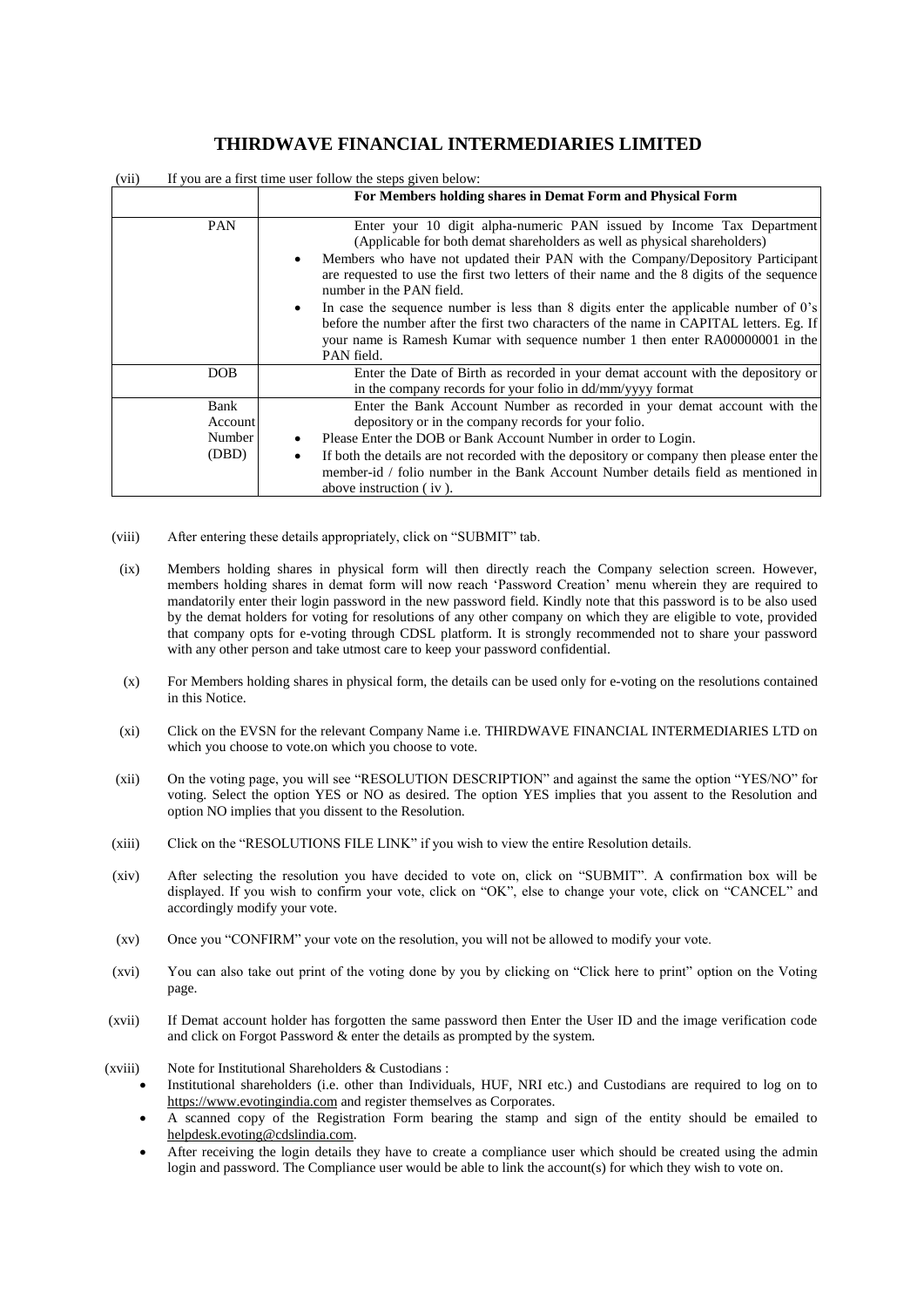# THIRDWAVE FINANCIAL INTERMEDIARIES LIMITED

(vii) If you are a first time user follow the steps given below:

| | For Members holding shares in Demat Form and Physical Form |
|---|---|
| PAN | Enter your 10 digit alpha-numeric PAN issued by Income Tax Department (Applicable for both demat shareholders as well as physical shareholders)<br>• Members who have not updated their PAN with the Company/Depository Participant are requested to use the first two letters of their name and the 8 digits of the sequence number in the PAN field.<br>• In case the sequence number is less than 8 digits enter the applicable number of 0's before the number after the first two characters of the name in CAPITAL letters. Eg. If your name is Ramesh Kumar with sequence number 1 then enter RA00000001 in the PAN field. |
| DOB | Enter the Date of Birth as recorded in your demat account with the depository or in the company records for your folio in dd/mm/yyyy format |
| Bank Account Number (DBD) | Enter the Bank Account Number as recorded in your demat account with the depository or in the company records for your folio.<br>• Please Enter the DOB or Bank Account Number in order to Login.<br>• If both the details are not recorded with the depository or company then please enter the member-id / folio number in the Bank Account Number details field as mentioned in above instruction ( iv ). |

(viii) After entering these details appropriately, click on "SUBMIT" tab.

(ix) Members holding shares in physical form will then directly reach the Company selection screen. However, members holding shares in demat form will now reach 'Password Creation' menu wherein they are required to mandatorily enter their login password in the new password field. Kindly note that this password is to be also used by the demat holders for voting for resolutions of any other company on which they are eligible to vote, provided that company opts for e-voting through CDSL platform. It is strongly recommended not to share your password with any other person and take utmost care to keep your password confidential.

(x) For Members holding shares in physical form, the details can be used only for e-voting on the resolutions contained in this Notice.

(xi) Click on the EVSN for the relevant Company Name i.e. THIRDWAVE FINANCIAL INTERMEDIARIES LTD on which you choose to vote.on which you choose to vote.

(xii) On the voting page, you will see "RESOLUTION DESCRIPTION" and against the same the option "YES/NO" for voting. Select the option YES or NO as desired. The option YES implies that you assent to the Resolution and option NO implies that you dissent to the Resolution.

(xiii) Click on the "RESOLUTIONS FILE LINK" if you wish to view the entire Resolution details.

(xiv) After selecting the resolution you have decided to vote on, click on "SUBMIT". A confirmation box will be displayed. If you wish to confirm your vote, click on "OK", else to change your vote, click on "CANCEL" and accordingly modify your vote.

(xv) Once you "CONFIRM" your vote on the resolution, you will not be allowed to modify your vote.

(xvi) You can also take out print of the voting done by you by clicking on "Click here to print" option on the Voting page.

(xvii) If Demat account holder has forgotten the same password then Enter the User ID and the image verification code and click on Forgot Password & enter the details as prompted by the system.

(xviii) Note for Institutional Shareholders & Custodians :

- Institutional shareholders (i.e. other than Individuals, HUF, NRI etc.) and Custodians are required to log on to https://www.evotingindia.com and register themselves as Corporates.
- A scanned copy of the Registration Form bearing the stamp and sign of the entity should be emailed to helpdesk.evoting@cdslindia.com.
- After receiving the login details they have to create a compliance user which should be created using the admin login and password. The Compliance user would be able to link the account(s) for which they wish to vote on.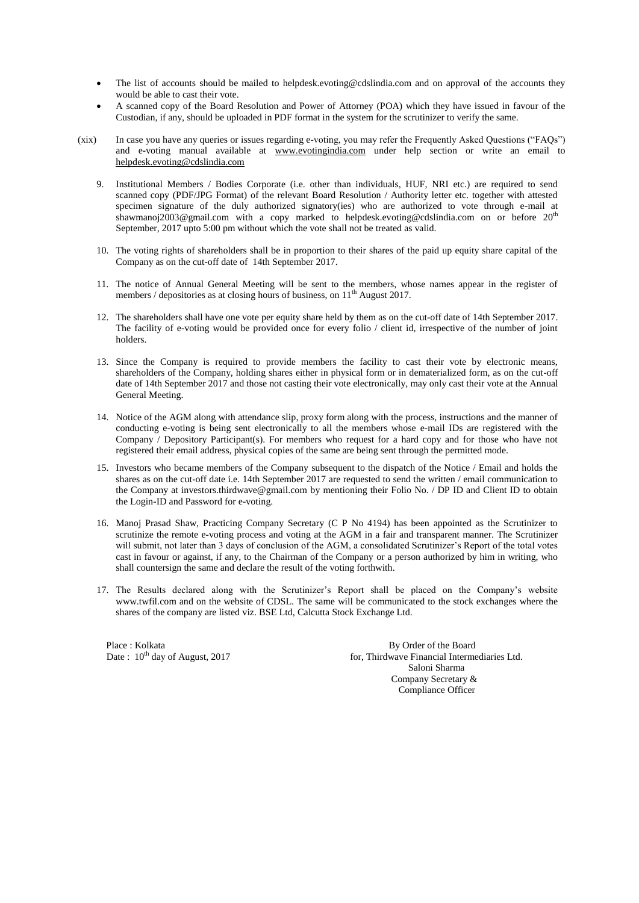- The list of accounts should be mailed to helpdesk.evoting@cdslindia.com and on approval of the accounts they would be able to cast their vote.
- A scanned copy of the Board Resolution and Power of Attorney (POA) which they have issued in favour of the Custodian, if any, should be uploaded in PDF format in the system for the scrutinizer to verify the same.

(xix) In case you have any queries or issues regarding e-voting, you may refer the Frequently Asked Questions ("FAQs") and e-voting manual available at www.evotingindia.com under help section or write an email to helpdesk.evoting@cdslindia.com

9. Institutional Members / Bodies Corporate (i.e. other than individuals, HUF, NRI etc.) are required to send scanned copy (PDF/JPG Format) of the relevant Board Resolution / Authority letter etc. together with attested specimen signature of the duly authorized signatory(ies) who are authorized to vote through e-mail at shawmanoj2003@gmail.com with a copy marked to helpdesk.evoting@cdslindia.com on or before 20th September, 2017 upto 5:00 pm without which the vote shall not be treated as valid.

10. The voting rights of shareholders shall be in proportion to their shares of the paid up equity share capital of the Company as on the cut-off date of 14th September 2017.

11. The notice of Annual General Meeting will be sent to the members, whose names appear in the register of members / depositories as at closing hours of business, on 11th August 2017.

12. The shareholders shall have one vote per equity share held by them as on the cut-off date of 14th September 2017. The facility of e-voting would be provided once for every folio / client id, irrespective of the number of joint holders.

13. Since the Company is required to provide members the facility to cast their vote by electronic means, shareholders of the Company, holding shares either in physical form or in dematerialized form, as on the cut-off date of 14th September 2017 and those not casting their vote electronically, may only cast their vote at the Annual General Meeting.

14. Notice of the AGM along with attendance slip, proxy form along with the process, instructions and the manner of conducting e-voting is being sent electronically to all the members whose e-mail IDs are registered with the Company / Depository Participant(s). For members who request for a hard copy and for those who have not registered their email address, physical copies of the same are being sent through the permitted mode.

15. Investors who became members of the Company subsequent to the dispatch of the Notice / Email and holds the shares as on the cut-off date i.e. 14th September 2017 are requested to send the written / email communication to the Company at investors.thirdwave@gmail.com by mentioning their Folio No. / DP ID and Client ID to obtain the Login-ID and Password for e-voting.

16. Manoj Prasad Shaw, Practicing Company Secretary (C P No 4194) has been appointed as the Scrutinizer to scrutinize the remote e-voting process and voting at the AGM in a fair and transparent manner. The Scrutinizer will submit, not later than 3 days of conclusion of the AGM, a consolidated Scrutinizer's Report of the total votes cast in favour or against, if any, to the Chairman of the Company or a person authorized by him in writing, who shall countersign the same and declare the result of the voting forthwith.

17. The Results declared along with the Scrutinizer's Report shall be placed on the Company's website www.twfil.com and on the website of CDSL. The same will be communicated to the stock exchanges where the shares of the company are listed viz. BSE Ltd, Calcutta Stock Exchange Ltd.

Place : Kolkata
Date : 10th day of August, 2017

By Order of the Board
for, Thirdwave Financial Intermediaries Ltd.
Saloni Sharma
Company Secretary &
Compliance Officer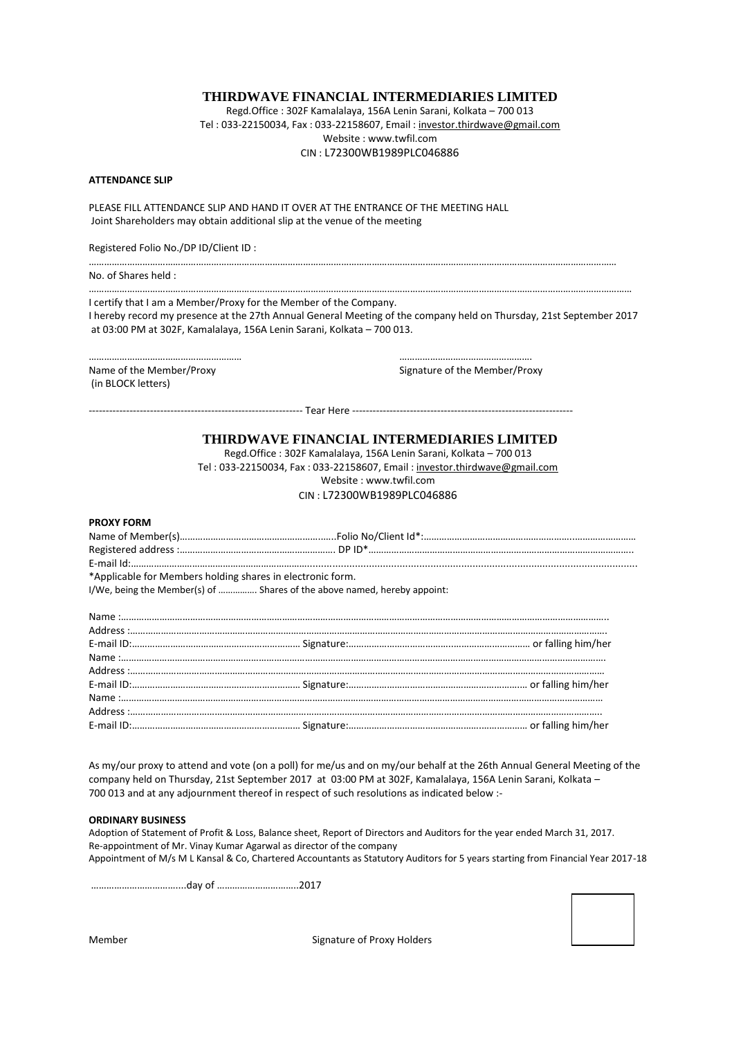## THIRDWAVE FINANCIAL INTERMEDIARIES LIMITED

Regd.Office : 302F Kamalalaya, 156A Lenin Sarani, Kolkata – 700 013
Tel : 033-22150034, Fax : 033-22158607, Email : investor.thirdwave@gmail.com
Website : www.twfil.com
CIN : L72300WB1989PLC046886

**ATTENDANCE SLIP**

PLEASE FILL ATTENDANCE SLIP AND HAND IT OVER AT THE ENTRANCE OF THE MEETING HALL
Joint Shareholders may obtain additional slip at the venue of the meeting

Registered Folio No./DP ID/Client ID :

……………………………………………………………………………………………………………………………………………………………

No. of Shares held :

……………………………………………………………………………………………………………………………………………………………

I certify that I am a Member/Proxy for the Member of the Company.
I hereby record my presence at the 27th Annual General Meeting of the company held on Thursday, 21st September 2017 at 03:00 PM at 302F, Kamalalaya, 156A Lenin Sarani, Kolkata – 700 013.

……………………………………………… ……………………………………………

Name of the Member/Proxy (in BLOCK letters) Signature of the Member/Proxy

---------------------------------------------------------------- Tear Here ----------------------------------------------------------------

## THIRDWAVE FINANCIAL INTERMEDIARIES LIMITED

Regd.Office : 302F Kamalalaya, 156A Lenin Sarani, Kolkata – 700 013
Tel : 033-22150034, Fax : 033-22158607, Email : investor.thirdwave@gmail.com
Website : www.twfil.com
CIN : L72300WB1989PLC046886

**PROXY FORM**

Name of Member(s)……………………………………………………..Folio No/Client Id*:………………………………………………………………………
Registered address :…………………………………………………… DP ID*…………………………………………………………………………………………..
E-mail Id:………………………………………………………………………………………………………………………………………………………………………...
*Applicable for Members holding shares in electronic form.
I/We, being the Member(s) of ……………. Shares of the above named, hereby appoint:

Name :…………………………………………………………………………………………………………………………………………………………………..
Address :………………………………………………………………………………………………………………………………………………………………….
E-mail ID:………………………………………………………… Signature:……………………………………………………………… or falling him/her
Name :…………………………………………………………………………………………………………………………………………………………………….
Address :………………………………………………………………………………………………………………………………………………………………..
E-mail ID:………………………………………………………… Signature:……………………………………………………………… or falling him/her
Name :…………………………………………………………………………………………………………………………………………………………………….
Address :………………………………………………………………………………………………………………………………………………………………….
E-mail ID:………………………………………………………… Signature:……………………………………………………………… or falling him/her

As my/our proxy to attend and vote (on a poll) for me/us and on my/our behalf at the 26th Annual General Meeting of the company held on Thursday, 21st September 2017 at 03:00 PM at 302F, Kamalalaya, 156A Lenin Sarani, Kolkata – 700 013 and at any adjournment thereof in respect of such resolutions as indicated below :-

**ORDINARY BUSINESS**

Adoption of Statement of Profit & Loss, Balance sheet, Report of Directors and Auditors for the year ended March 31, 2017.
Re-appointment of Mr. Vinay Kumar Agarwal as director of the company
Appointment of M/s M L Kansal & Co, Chartered Accountants as Statutory Auditors for 5 years starting from Financial Year 2017-18

………………………………..day of …………………………..2017

Member Signature of Proxy Holders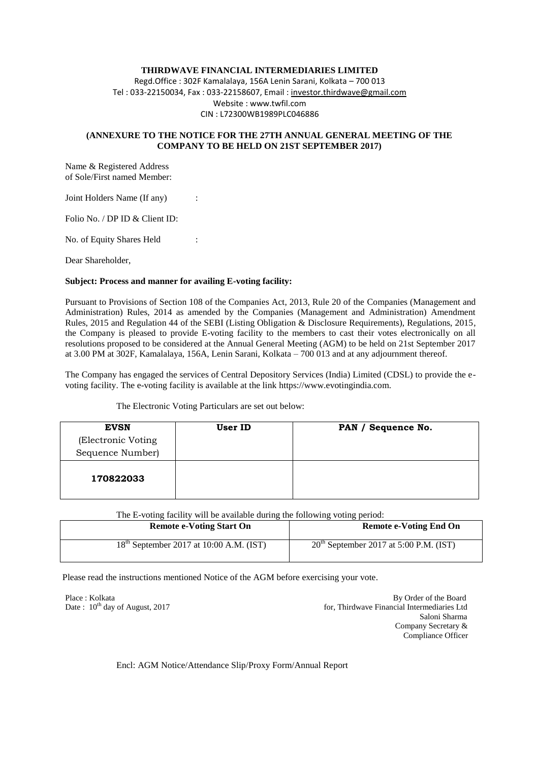**THIRDWAVE FINANCIAL INTERMEDIARIES LIMITED**

Regd.Office : 302F Kamalalaya, 156A Lenin Sarani, Kolkata – 700 013
Tel : 033-22150034, Fax : 033-22158607, Email : investor.thirdwave@gmail.com
Website : www.twfil.com
CIN : L72300WB1989PLC046886

**(ANNEXURE TO THE NOTICE FOR THE 27TH ANNUAL GENERAL MEETING OF THE COMPANY TO BE HELD ON 21ST SEPTEMBER 2017)**

Name & Registered Address
of Sole/First named Member:

Joint Holders Name (If any) :

Folio No. / DP ID & Client ID:

No. of Equity Shares Held :

Dear Shareholder,

**Subject: Process and manner for availing E-voting facility:**

Pursuant to Provisions of Section 108 of the Companies Act, 2013, Rule 20 of the Companies (Management and Administration) Rules, 2014 as amended by the Companies (Management and Administration) Amendment Rules, 2015 and Regulation 44 of the SEBI (Listing Obligation & Disclosure Requirements), Regulations, 2015, the Company is pleased to provide E-voting facility to the members to cast their votes electronically on all resolutions proposed to be considered at the Annual General Meeting (AGM) to be held on 21st September 2017 at 3.00 PM at 302F, Kamalalaya, 156A, Lenin Sarani, Kolkata – 700 013 and at any adjournment thereof.

The Company has engaged the services of Central Depository Services (India) Limited (CDSL) to provide the e-voting facility. The e-voting facility is available at the link https://www.evotingindia.com.

The Electronic Voting Particulars are set out below:

| **EVSN** (Electronic Voting Sequence Number) | **User ID** | **PAN / Sequence No.** |
|---|---|---|
| **170822033** | | |

The E-voting facility will be available during the following voting period:

| **Remote e-Voting Start On** | **Remote e-Voting End On** |
|---|---|
| 18th September 2017 at 10:00 A.M. (IST) | 20th September 2017 at 5:00 P.M. (IST) |

Please read the instructions mentioned Notice of the AGM before exercising your vote.

Place : Kolkata
Date : 10th day of August, 2017

By Order of the Board
for, Thirdwave Financial Intermediaries Ltd
Saloni Sharma
Company Secretary &
Compliance Officer

Encl: AGM Notice/Attendance Slip/Proxy Form/Annual Report